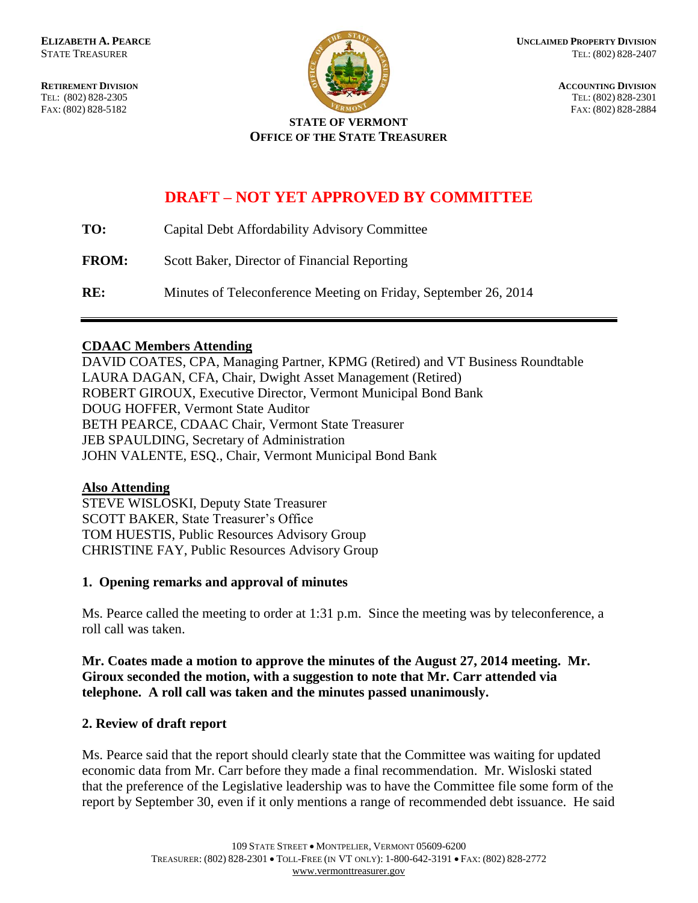**ELIZABETH A. PEARCE**
STATE TREASURER

**RETIREMENT DIVISION**
TEL: (802) 828-2305
FAX: (802) 828-5182

**UNCLAIMED PROPERTY DIVISION**
TEL: (802) 828-2407

**ACCOUNTING DIVISION**
TEL: (802) 828-2301
FAX: (802) 828-2884

**STATE OF VERMONT**
**OFFICE OF THE STATE TREASURER**

# DRAFT – NOT YET APPROVED BY COMMITTEE

**TO:** Capital Debt Affordability Advisory Committee

**FROM:** Scott Baker, Director of Financial Reporting

**RE:** Minutes of Teleconference Meeting on Friday, September 26, 2014

---

**CDAAC Members Attending**

DAVID COATES, CPA, Managing Partner, KPMG (Retired) and VT Business Roundtable
LAURA DAGAN, CFA, Chair, Dwight Asset Management (Retired)
ROBERT GIROUX, Executive Director, Vermont Municipal Bond Bank
DOUG HOFFER, Vermont State Auditor
BETH PEARCE, CDAAC Chair, Vermont State Treasurer
JEB SPAULDING, Secretary of Administration
JOHN VALENTE, ESQ., Chair, Vermont Municipal Bond Bank

**Also Attending**

STEVE WISLOSKI, Deputy State Treasurer
SCOTT BAKER, State Treasurer's Office
TOM HUESTIS, Public Resources Advisory Group
CHRISTINE FAY, Public Resources Advisory Group

### 1. Opening remarks and approval of minutes

Ms. Pearce called the meeting to order at 1:31 p.m. Since the meeting was by teleconference, a roll call was taken.

**Mr. Coates made a motion to approve the minutes of the August 27, 2014 meeting. Mr. Giroux seconded the motion, with a suggestion to note that Mr. Carr attended via telephone. A roll call was taken and the minutes passed unanimously.**

### 2. Review of draft report

Ms. Pearce said that the report should clearly state that the Committee was waiting for updated economic data from Mr. Carr before they made a final recommendation. Mr. Wisloski stated that the preference of the Legislative leadership was to have the Committee file some form of the report by September 30, even if it only mentions a range of recommended debt issuance. He said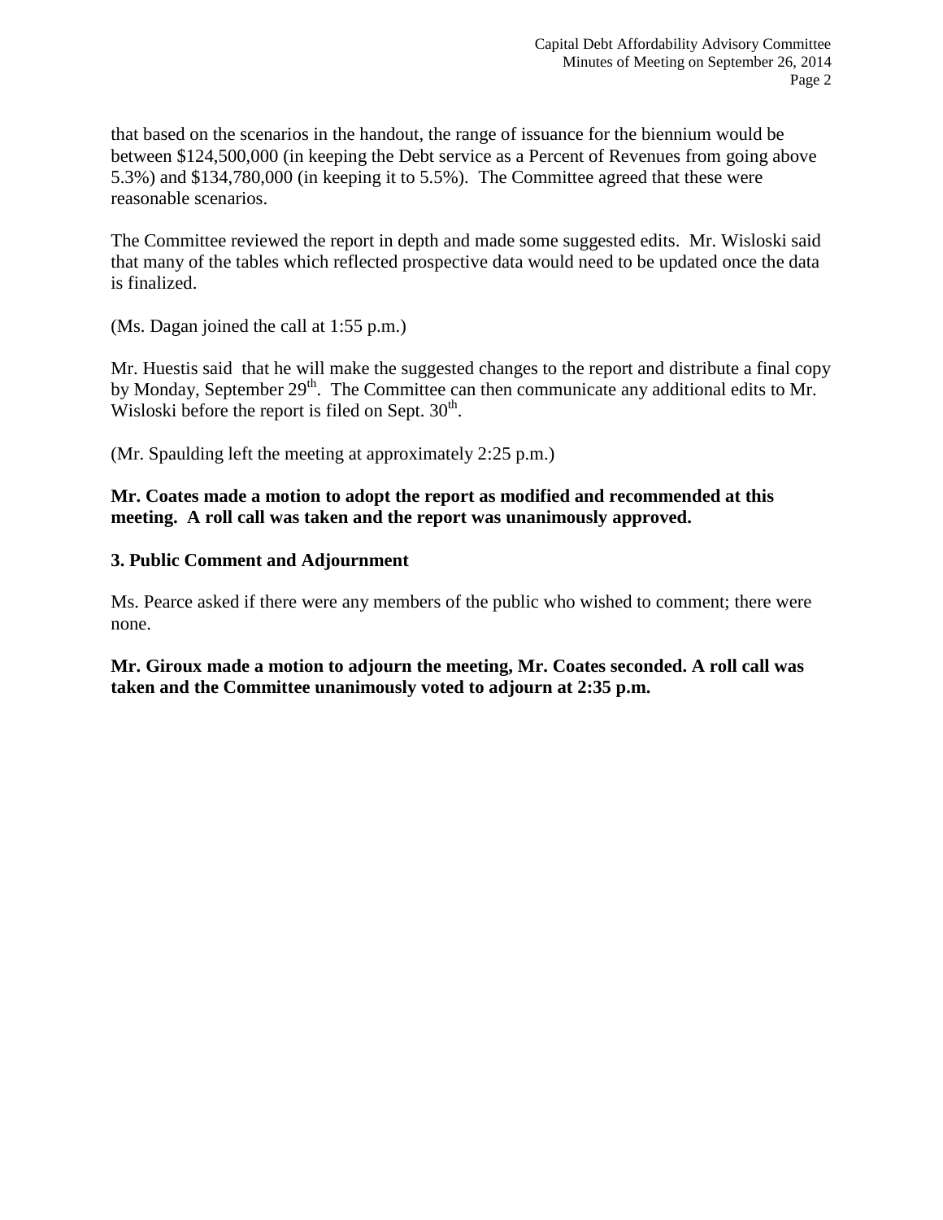that based on the scenarios in the handout, the range of issuance for the biennium would be between $124,500,000 (in keeping the Debt service as a Percent of Revenues from going above 5.3%) and $134,780,000 (in keeping it to 5.5%). The Committee agreed that these were reasonable scenarios.

The Committee reviewed the report in depth and made some suggested edits. Mr. Wisloski said that many of the tables which reflected prospective data would need to be updated once the data is finalized.

(Ms. Dagan joined the call at 1:55 p.m.)

Mr. Huestis said that he will make the suggested changes to the report and distribute a final copy by Monday, September 29th. The Committee can then communicate any additional edits to Mr. Wisloski before the report is filed on Sept. 30th.

(Mr. Spaulding left the meeting at approximately 2:25 p.m.)

**Mr. Coates made a motion to adopt the report as modified and recommended at this meeting. A roll call was taken and the report was unanimously approved.**

**3. Public Comment and Adjournment**

Ms. Pearce asked if there were any members of the public who wished to comment; there were none.

**Mr. Giroux made a motion to adjourn the meeting, Mr. Coates seconded. A roll call was taken and the Committee unanimously voted to adjourn at 2:35 p.m.**